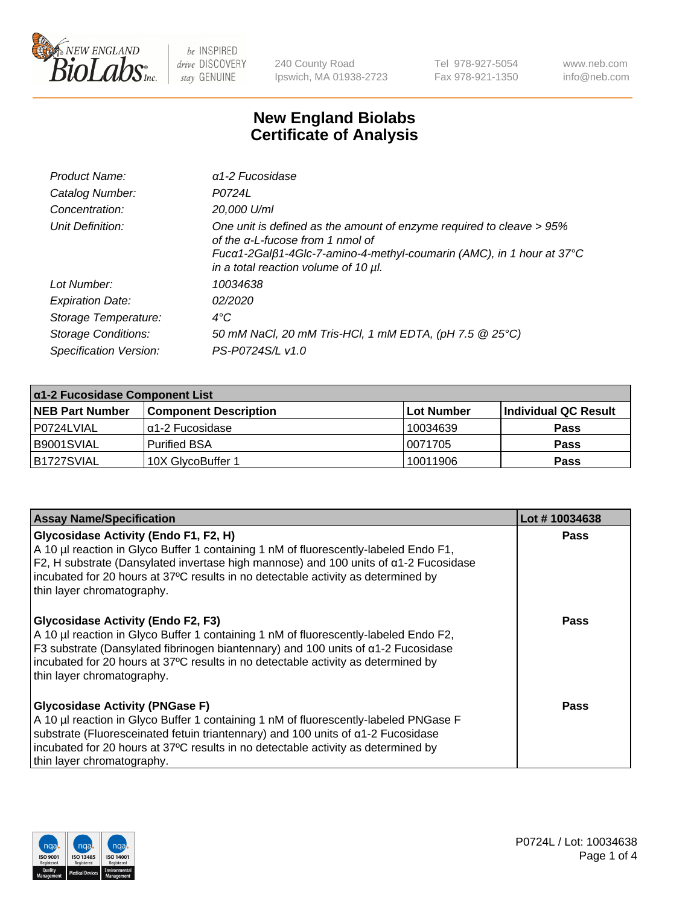# New England Biolabs Certificate of Analysis

| | |
|---|---|
| *Product Name:* | *α1-2 Fucosidase* |
| *Catalog Number:* | *P0724L* |
| *Concentration:* | *20,000 U/ml* |
| *Unit Definition:* | *One unit is defined as the amount of enzyme required to cleave > 95% of the α-L-fucose from 1 nmol of Fucα1-2Galβ1-4Glc-7-amino-4-methyl-coumarin (AMC), in 1 hour at 37°C in a total reaction volume of 10 µl.* |
| *Lot Number:* | *10034638* |
| *Expiration Date:* | *02/2020* |
| *Storage Temperature:* | *4°C* |
| *Storage Conditions:* | *50 mM NaCl, 20 mM Tris-HCl, 1 mM EDTA, (pH 7.5 @ 25°C)* |
| *Specification Version:* | *PS-P0724S/L v1.0* |

| α1-2 Fucosidase Component List | | | |
|---|---|---|---|
| **NEB Part Number** | **Component Description** | **Lot Number** | **Individual QC Result** |
| P0724LVIAL | α1-2 Fucosidase | 10034639 | **Pass** |
| B9001SVIAL | Purified BSA | 0071705 | **Pass** |
| B1727SVIAL | 10X GlycoBuffer 1 | 10011906 | **Pass** |

| Assay Name/Specification | Lot # 10034638 |
|---|---|
| **Glycosidase Activity (Endo F1, F2, H)**<br>A 10 µl reaction in Glyco Buffer 1 containing 1 nM of fluorescently-labeled Endo F1, F2, H substrate (Dansylated invertase high mannose) and 100 units of α1-2 Fucosidase incubated for 20 hours at 37ºC results in no detectable activity as determined by thin layer chromatography. | **Pass** |
| **Glycosidase Activity (Endo F2, F3)**<br>A 10 µl reaction in Glyco Buffer 1 containing 1 nM of fluorescently-labeled Endo F2, F3 substrate (Dansylated fibrinogen biantennary) and 100 units of α1-2 Fucosidase incubated for 20 hours at 37ºC results in no detectable activity as determined by thin layer chromatography. | **Pass** |
| **Glycosidase Activity (PNGase F)**<br>A 10 µl reaction in Glyco Buffer 1 containing 1 nM of fluorescently-labeled PNGase F substrate (Fluoresceinated fetuin triantennary) and 100 units of α1-2 Fucosidase incubated for 20 hours at 37ºC results in no detectable activity as determined by thin layer chromatography. | **Pass** |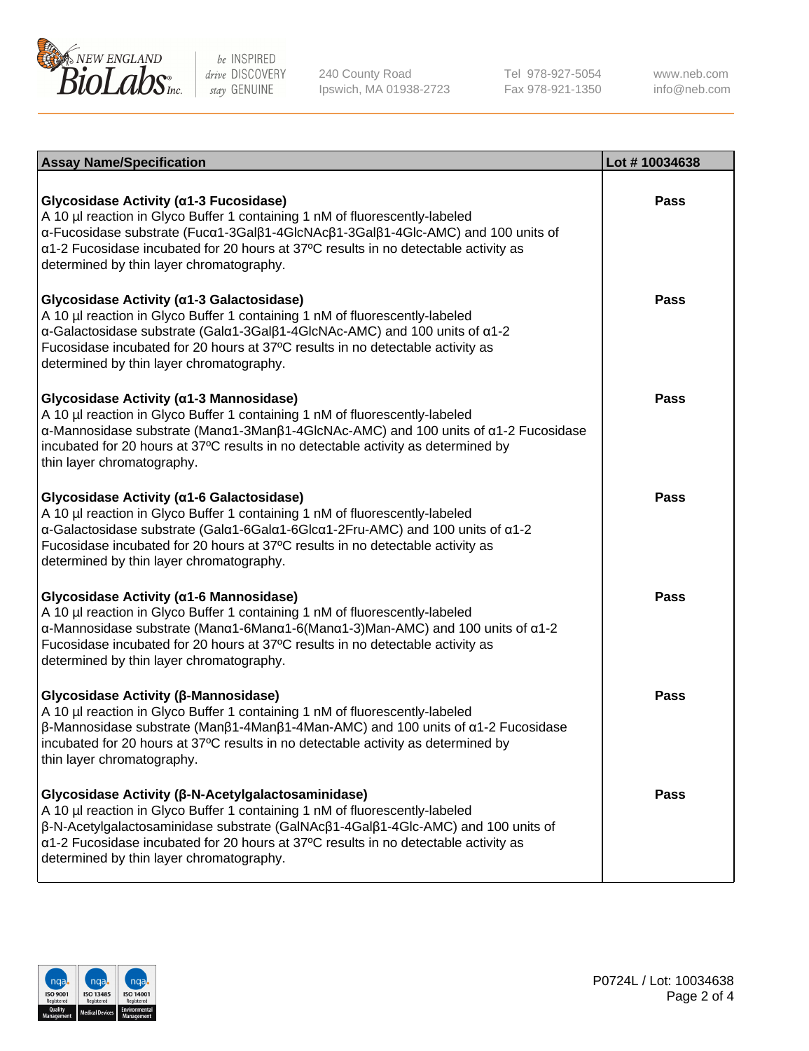| Assay Name/Specification | Lot # 10034638 |
| --- | --- |
| **Glycosidase Activity (α1-3 Fucosidase)**<br>A 10 µl reaction in Glyco Buffer 1 containing 1 nM of fluorescently-labeled α-Fucosidase substrate (Fucα1-3Galβ1-4GlcNAcβ1-3Galβ1-4Glc-AMC) and 100 units of α1-2 Fucosidase incubated for 20 hours at 37ºC results in no detectable activity as determined by thin layer chromatography. | Pass |
| **Glycosidase Activity (α1-3 Galactosidase)**<br>A 10 µl reaction in Glyco Buffer 1 containing 1 nM of fluorescently-labeled α-Galactosidase substrate (Galα1-3Galβ1-4GlcNAc-AMC) and 100 units of α1-2 Fucosidase incubated for 20 hours at 37ºC results in no detectable activity as determined by thin layer chromatography. | Pass |
| **Glycosidase Activity (α1-3 Mannosidase)**<br>A 10 µl reaction in Glyco Buffer 1 containing 1 nM of fluorescently-labeled α-Mannosidase substrate (Manα1-3Manβ1-4GlcNAc-AMC) and 100 units of α1-2 Fucosidase incubated for 20 hours at 37ºC results in no detectable activity as determined by thin layer chromatography. | Pass |
| **Glycosidase Activity (α1-6 Galactosidase)**<br>A 10 µl reaction in Glyco Buffer 1 containing 1 nM of fluorescently-labeled α-Galactosidase substrate (Galα1-6Galα1-6Glcα1-2Fru-AMC) and 100 units of α1-2 Fucosidase incubated for 20 hours at 37ºC results in no detectable activity as determined by thin layer chromatography. | Pass |
| **Glycosidase Activity (α1-6 Mannosidase)**<br>A 10 µl reaction in Glyco Buffer 1 containing 1 nM of fluorescently-labeled α-Mannosidase substrate (Manα1-6Manα1-6(Manα1-3)Man-AMC) and 100 units of α1-2 Fucosidase incubated for 20 hours at 37ºC results in no detectable activity as determined by thin layer chromatography. | Pass |
| **Glycosidase Activity (β-Mannosidase)**<br>A 10 µl reaction in Glyco Buffer 1 containing 1 nM of fluorescently-labeled β-Mannosidase substrate (Manβ1-4Manβ1-4Man-AMC) and 100 units of α1-2 Fucosidase incubated for 20 hours at 37ºC results in no detectable activity as determined by thin layer chromatography. | Pass |
| **Glycosidase Activity (β-N-Acetylgalactosaminidase)**<br>A 10 µl reaction in Glyco Buffer 1 containing 1 nM of fluorescently-labeled β-N-Acetylgalactosaminidase substrate (GalNAcβ1-4Galβ1-4Glc-AMC) and 100 units of α1-2 Fucosidase incubated for 20 hours at 37ºC results in no detectable activity as determined by thin layer chromatography. | Pass |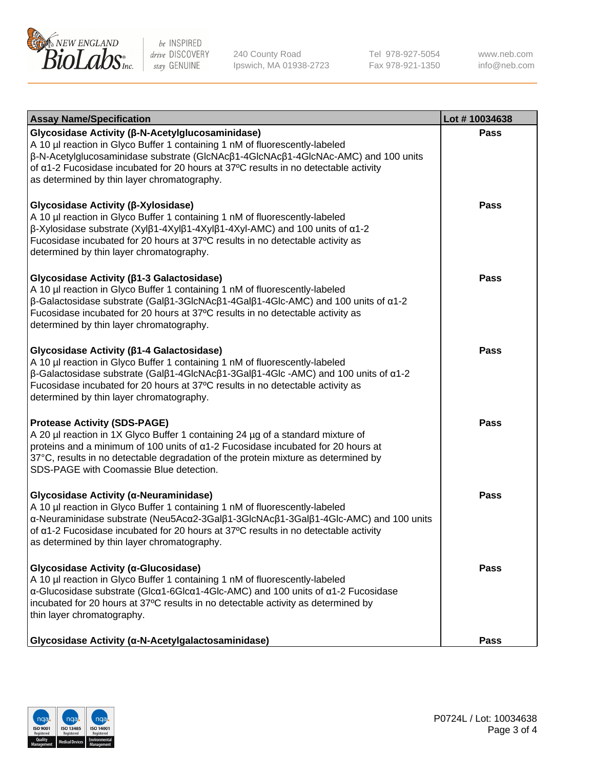| Assay Name/Specification | Lot # 10034638 |
| --- | --- |
| **Glycosidase Activity (β-N-Acetylglucosaminidase)** A 10 µl reaction in Glyco Buffer 1 containing 1 nM of fluorescently-labeled β-N-Acetylglucosaminidase substrate (GlcNAcβ1-4GlcNAcβ1-4GlcNAc-AMC) and 100 units of α1-2 Fucosidase incubated for 20 hours at 37ºC results in no detectable activity as determined by thin layer chromatography. | Pass |
| **Glycosidase Activity (β-Xylosidase)** A 10 µl reaction in Glyco Buffer 1 containing 1 nM of fluorescently-labeled β-Xylosidase substrate (Xylβ1-4Xylβ1-4Xylβ1-4Xyl-AMC) and 100 units of α1-2 Fucosidase incubated for 20 hours at 37ºC results in no detectable activity as determined by thin layer chromatography. | Pass |
| **Glycosidase Activity (β1-3 Galactosidase)** A 10 µl reaction in Glyco Buffer 1 containing 1 nM of fluorescently-labeled β-Galactosidase substrate (Galβ1-3GlcNAcβ1-4Galβ1-4Glc-AMC) and 100 units of α1-2 Fucosidase incubated for 20 hours at 37ºC results in no detectable activity as determined by thin layer chromatography. | Pass |
| **Glycosidase Activity (β1-4 Galactosidase)** A 10 µl reaction in Glyco Buffer 1 containing 1 nM of fluorescently-labeled β-Galactosidase substrate (Galβ1-4GlcNAcβ1-3Galβ1-4Glc -AMC) and 100 units of α1-2 Fucosidase incubated for 20 hours at 37ºC results in no detectable activity as determined by thin layer chromatography. | Pass |
| **Protease Activity (SDS-PAGE)** A 20 µl reaction in 1X Glyco Buffer 1 containing 24 µg of a standard mixture of proteins and a minimum of 100 units of α1-2 Fucosidase incubated for 20 hours at 37°C, results in no detectable degradation of the protein mixture as determined by SDS-PAGE with Coomassie Blue detection. | Pass |
| **Glycosidase Activity (α-Neuraminidase)** A 10 µl reaction in Glyco Buffer 1 containing 1 nM of fluorescently-labeled α-Neuraminidase substrate (Neu5Acα2-3Galβ1-3GlcNAcβ1-3Galβ1-4Glc-AMC) and 100 units of α1-2 Fucosidase incubated for 20 hours at 37ºC results in no detectable activity as determined by thin layer chromatography. | Pass |
| **Glycosidase Activity (α-Glucosidase)** A 10 µl reaction in Glyco Buffer 1 containing 1 nM of fluorescently-labeled α-Glucosidase substrate (Glcα1-6Glcα1-4Glc-AMC) and 100 units of α1-2 Fucosidase incubated for 20 hours at 37ºC results in no detectable activity as determined by thin layer chromatography. | Pass |
| **Glycosidase Activity (α-N-Acetylgalactosaminidase)** | Pass |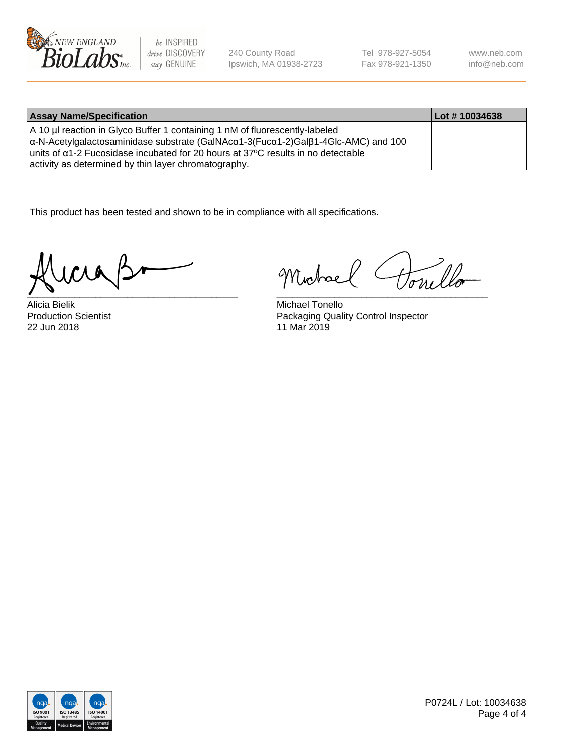| Assay Name/Specification | Lot # 10034638 |
|---|---|
| A 10 µl reaction in Glyco Buffer 1 containing 1 nM of fluorescently-labeled α-N-Acetylgalactosaminidase substrate (GalNAcα1-3(Fucα1-2)Galβ1-4Glc-AMC) and 100 units of α1-2 Fucosidase incubated for 20 hours at 37ºC results in no detectable activity as determined by thin layer chromatography. | |

This product has been tested and shown to be in compliance with all specifications.

Alicia Bielik
Production Scientist
22 Jun 2018

Michael Tonello
Packaging Quality Control Inspector
11 Mar 2019

P0724L / Lot: 10034638